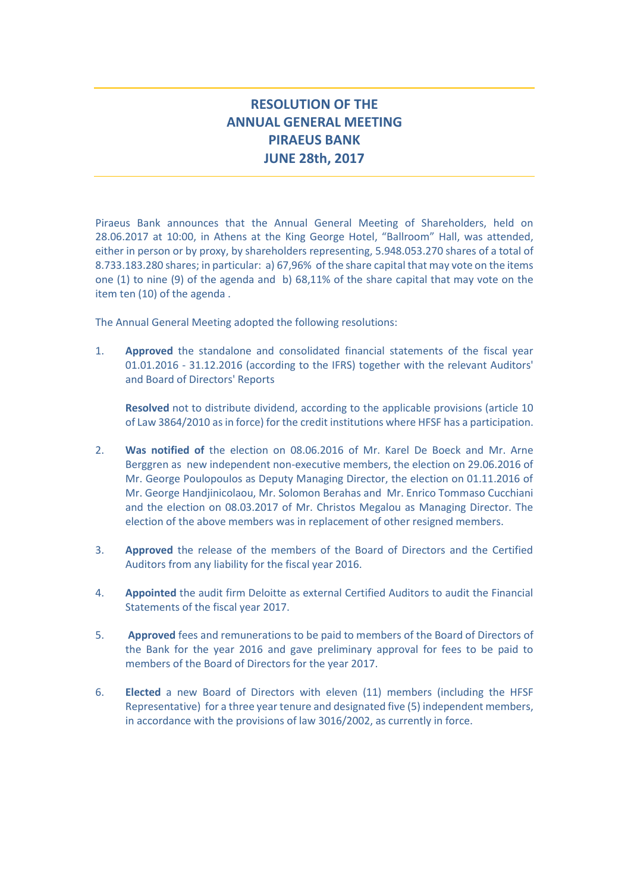# RESOLUTION OF THE ANNUAL GENERAL MEETING PIRAEUS BANK JUNE 28th, 2017

Piraeus Bank announces that the Annual General Meeting of Shareholders, held on 28.06.2017 at 10:00, in Athens at the King George Hotel, "Ballroom" Hall, was attended, either in person or by proxy, by shareholders representing, 5.948.053.270 shares of a total of 8.733.183.280 shares; in particular: a) 67,96% of the share capital that may vote on the items one (1) to nine (9) of the agenda and b) 68,11% of the share capital that may vote on the item ten (10) of the agenda .

The Annual General Meeting adopted the following resolutions:

1. **Approved** the standalone and consolidated financial statements of the fiscal year 01.01.2016 - 31.12.2016 (according to the IFRS) together with the relevant Auditors' and Board of Directors' Reports

   **Resolved** not to distribute dividend, according to the applicable provisions (article 10 of Law 3864/2010 as in force) for the credit institutions where HFSF has a participation.

2. **Was notified of** the election on 08.06.2016 of Mr. Karel De Boeck and Mr. Arne Berggren as new independent non-executive members, the election on 29.06.2016 of Mr. George Poulopoulos as Deputy Managing Director, the election on 01.11.2016 of Mr. George Handjinicolaou, Mr. Solomon Berahas and Mr. Enrico Tommaso Cucchiani and the election on 08.03.2017 of Mr. Christos Megalou as Managing Director. The election of the above members was in replacement of other resigned members.

3. **Approved** the release of the members of the Board of Directors and the Certified Auditors from any liability for the fiscal year 2016.

4. **Appointed** the audit firm Deloitte as external Certified Auditors to audit the Financial Statements of the fiscal year 2017.

5. **Approved** fees and remunerations to be paid to members of the Board of Directors of the Bank for the year 2016 and gave preliminary approval for fees to be paid to members of the Board of Directors for the year 2017.

6. **Elected** a new Board of Directors with eleven (11) members (including the HFSF Representative) for a three year tenure and designated five (5) independent members, in accordance with the provisions of law 3016/2002, as currently in force.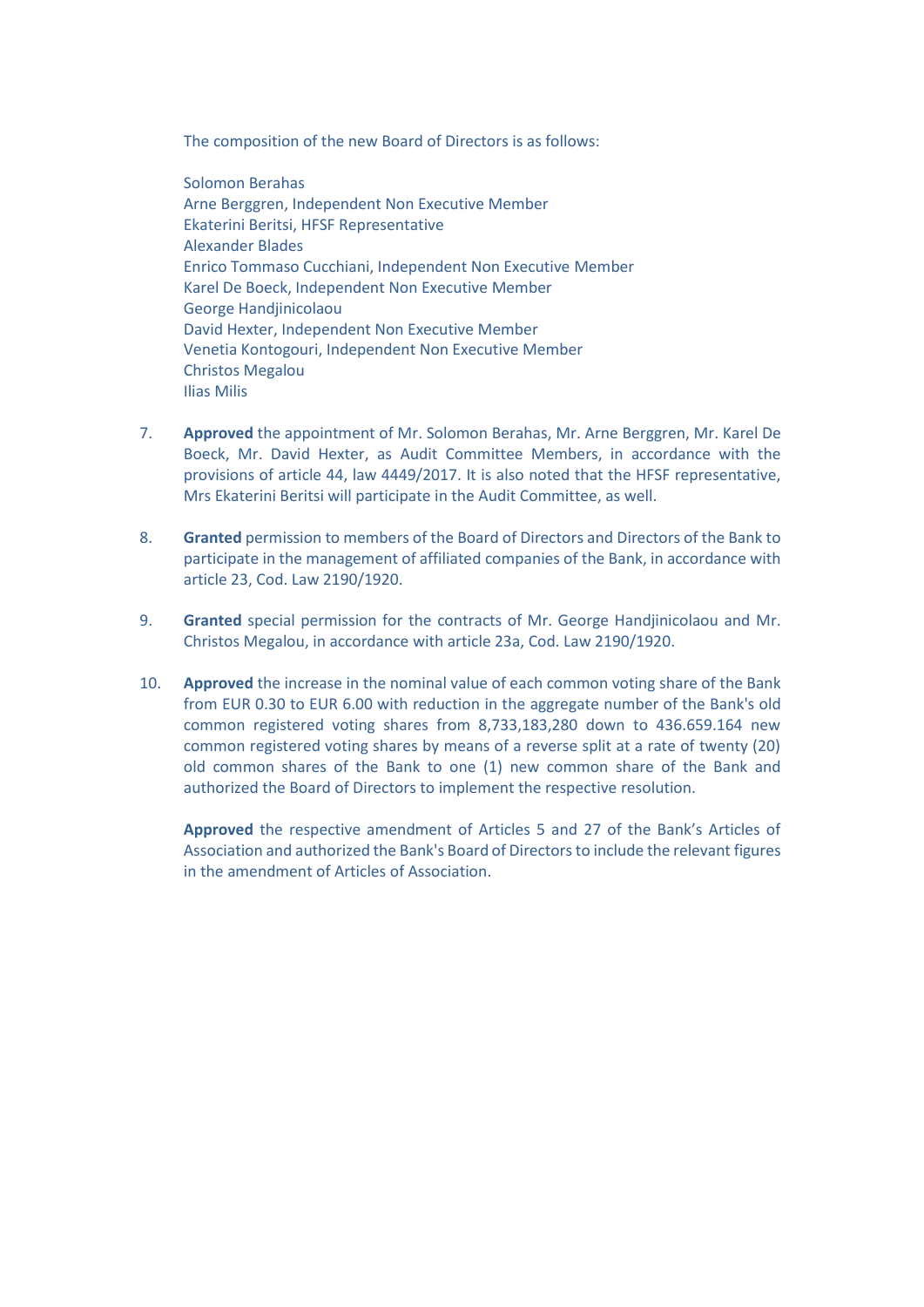The composition of the new Board of Directors is as follows:

Solomon Berahas
Arne Berggren, Independent Non Executive Member
Ekaterini Beritsi, HFSF Representative
Alexander Blades
Enrico Tommaso Cucchiani, Independent Non Executive Member
Karel De Boeck, Independent Non Executive Member
George Handjinicolaou
David Hexter, Independent Non Executive Member
Venetia Kontogouri, Independent Non Executive Member
Christos Megalou
Ilias Milis

7. **Approved** the appointment of Mr. Solomon Berahas, Mr. Arne Berggren, Mr. Karel De Boeck, Mr. David Hexter, as Audit Committee Members, in accordance with the provisions of article 44, law 4449/2017. It is also noted that the HFSF representative, Mrs Ekaterini Beritsi will participate in the Audit Committee, as well.

8. **Granted** permission to members of the Board of Directors and Directors of the Bank to participate in the management of affiliated companies of the Bank, in accordance with article 23, Cod. Law 2190/1920.

9. **Granted** special permission for the contracts of Mr. George Handjinicolaou and Mr. Christos Megalou, in accordance with article 23a, Cod. Law 2190/1920.

10. **Approved** the increase in the nominal value of each common voting share of the Bank from EUR 0.30 to EUR 6.00 with reduction in the aggregate number of the Bank's old common registered voting shares from 8,733,183,280 down to 436.659.164 new common registered voting shares by means of a reverse split at a rate of twenty (20) old common shares of the Bank to one (1) new common share of the Bank and authorized the Board of Directors to implement the respective resolution.

    **Approved** the respective amendment of Articles 5 and 27 of the Bank's Articles of Association and authorized the Bank's Board of Directors to include the relevant figures in the amendment of Articles of Association.